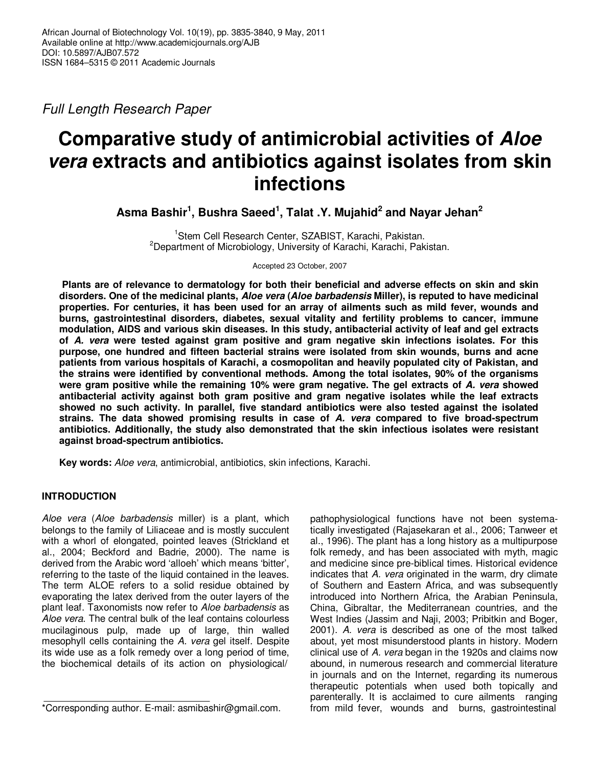*Full Length Research Paper*

# Comparative study of antimicrobial activities of *Aloe vera* extracts and antibiotics against isolates from skin infections

**Asma Bashir[1], Bushra Saeed[1], Talat .Y. Mujahid[2] and Nayar Jehan[2]**

[1]Stem Cell Research Center, SZABIST, Karachi, Pakistan.
[2]Department of Microbiology, University of Karachi, Karachi, Pakistan.

Accepted 23 October, 2007

**Plants are of relevance to dermatology for both their beneficial and adverse effects on skin and skin disorders. One of the medicinal plants, *Aloe vera* (*Aloe barbadensis* Miller), is reputed to have medicinal properties. For centuries, it has been used for an array of ailments such as mild fever, wounds and burns, gastrointestinal disorders, diabetes, sexual vitality and fertility problems to cancer, immune modulation, AIDS and various skin diseases. In this study, antibacterial activity of leaf and gel extracts of *A. vera* were tested against gram positive and gram negative skin infections isolates. For this purpose, one hundred and fifteen bacterial strains were isolated from skin wounds, burns and acne patients from various hospitals of Karachi, a cosmopolitan and heavily populated city of Pakistan, and the strains were identified by conventional methods. Among the total isolates, 90% of the organisms were gram positive while the remaining 10% were gram negative. The gel extracts of *A. vera* showed antibacterial activity against both gram positive and gram negative isolates while the leaf extracts showed no such activity. In parallel, five standard antibiotics were also tested against the isolated strains. The data showed promising results in case of *A. vera* compared to five broad-spectrum antibiotics. Additionally, the study also demonstrated that the skin infectious isolates were resistant against broad-spectrum antibiotics.**

**Key words:** *Aloe vera*, antimicrobial, antibiotics, skin infections, Karachi.

## INTRODUCTION

*Aloe vera* (*Aloe barbadensis* miller) is a plant, which belongs to the family of Liliaceae and is mostly succulent with a whorl of elongated, pointed leaves (Strickland et al., 2004; Beckford and Badrie, 2000). The name is derived from the Arabic word 'alloeh' which means 'bitter', referring to the taste of the liquid contained in the leaves. The term ALOE refers to a solid residue obtained by evaporating the latex derived from the outer layers of the plant leaf. Taxonomists now refer to *Aloe barbadensis* as *Aloe vera*. The central bulk of the leaf contains colourless mucilaginous pulp, made up of large, thin walled mesophyll cells containing the *A. vera* gel itself. Despite its wide use as a folk remedy over a long period of time, the biochemical details of its action on physiological/ pathophysiological functions have not been systematically investigated (Rajasekaran et al., 2006; Tanweer et al., 1996). The plant has a long history as a multipurpose folk remedy, and has been associated with myth, magic and medicine since pre-biblical times. Historical evidence indicates that *A. vera* originated in the warm, dry climate of Southern and Eastern Africa, and was subsequently introduced into Northern Africa, the Arabian Peninsula, China, Gibraltar, the Mediterranean countries, and the West Indies (Jassim and Naji, 2003; Pribitkin and Boger, 2001). *A. vera* is described as one of the most talked about, yet most misunderstood plants in history. Modern clinical use of *A. vera* began in the 1920s and claims now abound, in numerous research and commercial literature in journals and on the Internet, regarding its numerous therapeutic potentials when used both topically and parenterally. It is acclaimed to cure ailments ranging from mild fever, wounds and burns, gastrointestinal

*Corresponding author. E-mail: asmibashir@gmail.com.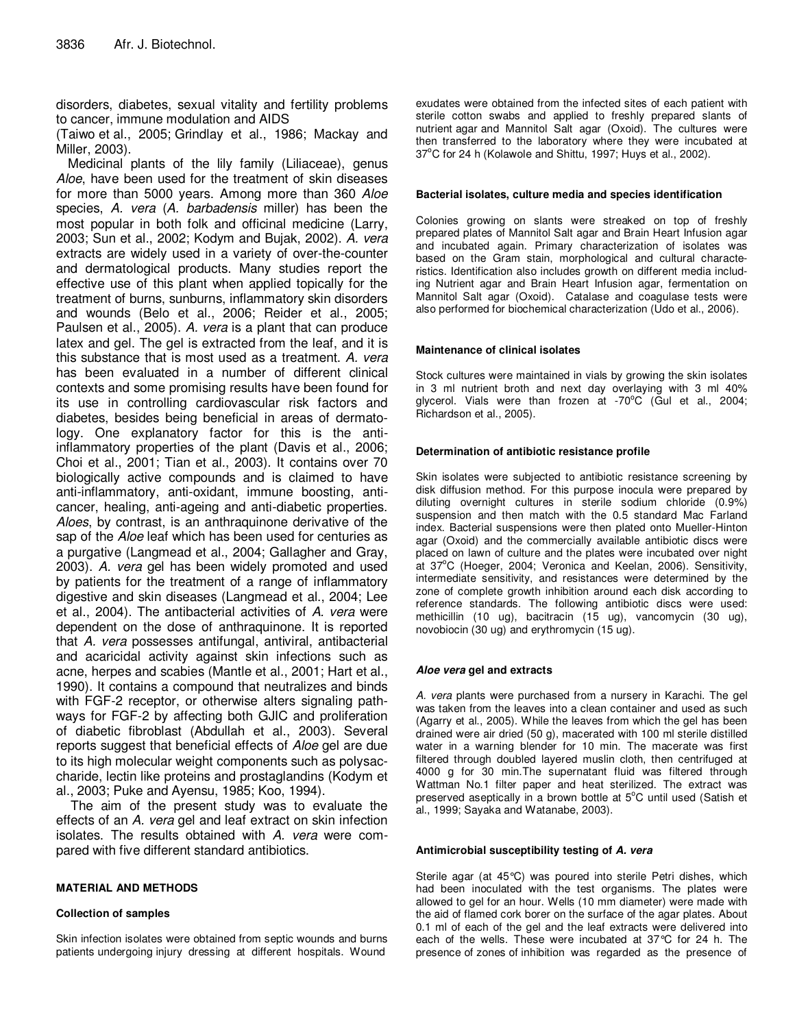disorders, diabetes, sexual vitality and fertility problems to cancer, immune modulation and AIDS (Taiwo et al., 2005; Grindlay et al., 1986; Mackay and Miller, 2003).

Medicinal plants of the lily family (Liliaceae), genus *Aloe*, have been used for the treatment of skin diseases for more than 5000 years. Among more than 360 *Aloe* species, *A. vera* (*A. barbadensis* miller) has been the most popular in both folk and officinal medicine (Larry, 2003; Sun et al., 2002; Kodym and Bujak, 2002). *A. vera* extracts are widely used in a variety of over-the-counter and dermatological products. Many studies report the effective use of this plant when applied topically for the treatment of burns, sunburns, inflammatory skin disorders and wounds (Belo et al., 2006; Reider et al., 2005; Paulsen et al., 2005). *A. vera* is a plant that can produce latex and gel. The gel is extracted from the leaf, and it is this substance that is most used as a treatment. *A. vera* has been evaluated in a number of different clinical contexts and some promising results have been found for its use in controlling cardiovascular risk factors and diabetes, besides being beneficial in areas of dermatology. One explanatory factor for this is the anti-inflammatory properties of the plant (Davis et al., 2006; Choi et al., 2001; Tian et al., 2003). It contains over 70 biologically active compounds and is claimed to have anti-inflammatory, anti-oxidant, immune boosting, anti-cancer, healing, anti-ageing and anti-diabetic properties. *Aloes*, by contrast, is an anthraquinone derivative of the sap of the *Aloe* leaf which has been used for centuries as a purgative (Langmead et al., 2004; Gallagher and Gray, 2003). *A. vera* gel has been widely promoted and used by patients for the treatment of a range of inflammatory digestive and skin diseases (Langmead et al., 2004; Lee et al., 2004). The antibacterial activities of *A. vera* were dependent on the dose of anthraquinone. It is reported that *A. vera* possesses antifungal, antiviral, antibacterial and acaricidal activity against skin infections such as acne, herpes and scabies (Mantle et al., 2001; Hart et al., 1990). It contains a compound that neutralizes and binds with FGF-2 receptor, or otherwise alters signaling pathways for FGF-2 by affecting both GJIC and proliferation of diabetic fibroblast (Abdullah et al., 2003). Several reports suggest that beneficial effects of *Aloe* gel are due to its high molecular weight components such as polysaccharide, lectin like proteins and prostaglandins (Kodym et al., 2003; Puke and Ayensu, 1985; Koo, 1994).

The aim of the present study was to evaluate the effects of an *A. vera* gel and leaf extract on skin infection isolates. The results obtained with *A. vera* were compared with five different standard antibiotics.

## MATERIAL AND METHODS

### Collection of samples

Skin infection isolates were obtained from septic wounds and burns patients undergoing injury dressing at different hospitals. Wound exudates were obtained from the infected sites of each patient with sterile cotton swabs and applied to freshly prepared slants of nutrient agar and Mannitol Salt agar (Oxoid). The cultures were then transferred to the laboratory where they were incubated at 37°C for 24 h (Kolawole and Shittu, 1997; Huys et al., 2002).

### Bacterial isolates, culture media and species identification

Colonies growing on slants were streaked on top of freshly prepared plates of Mannitol Salt agar and Brain Heart Infusion agar and incubated again. Primary characterization of isolates was based on the Gram stain, morphological and cultural characteristics. Identification also includes growth on different media including Nutrient agar and Brain Heart Infusion agar, fermentation on Mannitol Salt agar (Oxoid). Catalase and coagulase tests were also performed for biochemical characterization (Udo et al., 2006).

### Maintenance of clinical isolates

Stock cultures were maintained in vials by growing the skin isolates in 3 ml nutrient broth and next day overlaying with 3 ml 40% glycerol. Vials were than frozen at -70°C (Gul et al., 2004; Richardson et al., 2005).

### Determination of antibiotic resistance profile

Skin isolates were subjected to antibiotic resistance screening by disk diffusion method. For this purpose inocula were prepared by diluting overnight cultures in sterile sodium chloride (0.9%) suspension and then match with the 0.5 standard Mac Farland index. Bacterial suspensions were then plated onto Mueller-Hinton agar (Oxoid) and the commercially available antibiotic discs were placed on lawn of culture and the plates were incubated over night at 37°C (Hoeger, 2004; Veronica and Keelan, 2006). Sensitivity, intermediate sensitivity, and resistances were determined by the zone of complete growth inhibition around each disk according to reference standards. The following antibiotic discs were used: methicillin (10 ug), bacitracin (15 ug), vancomycin (30 ug), novobiocin (30 ug) and erythromycin (15 ug).

### *Aloe vera* gel and extracts

*A. vera* plants were purchased from a nursery in Karachi. The gel was taken from the leaves into a clean container and used as such (Agarry et al., 2005). While the leaves from which the gel has been drained were air dried (50 g), macerated with 100 ml sterile distilled water in a warning blender for 10 min. The macerate was first filtered through doubled layered muslin cloth, then centrifuged at 4000 g for 30 min.The supernatant fluid was filtered through Wattman No.1 filter paper and heat sterilized. The extract was preserved aseptically in a brown bottle at 5°C until used (Satish et al., 1999; Sayaka and Watanabe, 2003).

### Antimicrobial susceptibility testing of *A. vera*

Sterile agar (at 45°C) was poured into sterile Petri dishes, which had been inoculated with the test organisms. The plates were allowed to gel for an hour. Wells (10 mm diameter) were made with the aid of flamed cork borer on the surface of the agar plates. About 0.1 ml of each of the gel and the leaf extracts were delivered into each of the wells. These were incubated at 37°C for 24 h. The presence of zones of inhibition was regarded as the presence of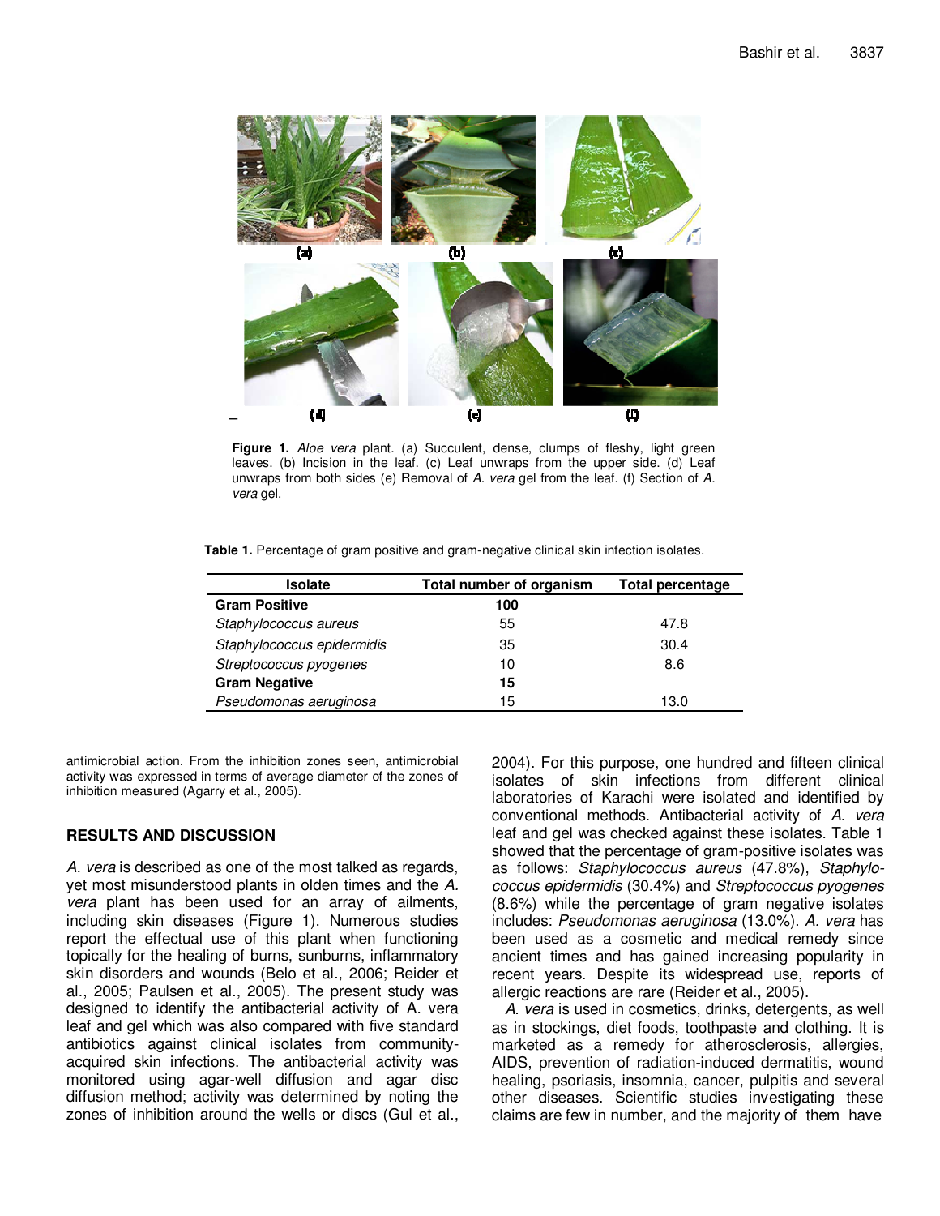**Figure 1.** *Aloe vera* plant. (a) Succulent, dense, clumps of fleshy, light green leaves. (b) Incision in the leaf. (c) Leaf unwraps from the upper side. (d) Leaf unwraps from both sides (e) Removal of *A. vera* gel from the leaf. (f) Section of *A. vera* gel.

**Table 1.** Percentage of gram positive and gram-negative clinical skin infection isolates.

| Isolate | Total number of organism | Total percentage |
|---|---|---|
| **Gram Positive** | **100** | |
| *Staphylococcus aureus* | 55 | 47.8 |
| *Staphylococcus epidermidis* | 35 | 30.4 |
| *Streptococcus pyogenes* | 10 | 8.6 |
| **Gram Negative** | **15** | |
| *Pseudomonas aeruginosa* | 15 | 13.0 |

antimicrobial action. From the inhibition zones seen, antimicrobial activity was expressed in terms of average diameter of the zones of inhibition measured (Agarry et al., 2005).

## RESULTS AND DISCUSSION

*A. vera* is described as one of the most talked as regards, yet most misunderstood plants in olden times and the *A. vera* plant has been used for an array of ailments, including skin diseases (Figure 1). Numerous studies report the effectual use of this plant when functioning topically for the healing of burns, sunburns, inflammatory skin disorders and wounds (Belo et al., 2006; Reider et al., 2005; Paulsen et al., 2005). The present study was designed to identify the antibacterial activity of A. vera leaf and gel which was also compared with five standard antibiotics against clinical isolates from community-acquired skin infections. The antibacterial activity was monitored using agar-well diffusion and agar disc diffusion method; activity was determined by noting the zones of inhibition around the wells or discs (Gul et al., 2004). For this purpose, one hundred and fifteen clinical isolates of skin infections from different clinical laboratories of Karachi were isolated and identified by conventional methods. Antibacterial activity of *A. vera* leaf and gel was checked against these isolates. Table 1 showed that the percentage of gram-positive isolates was as follows: *Staphylococcus aureus* (47.8%), *Staphylococcus epidermidis* (30.4%) and *Streptococcus pyogenes* (8.6%) while the percentage of gram negative isolates includes: *Pseudomonas aeruginosa* (13.0%). *A. vera* has been used as a cosmetic and medical remedy since ancient times and has gained increasing popularity in recent years. Despite its widespread use, reports of allergic reactions are rare (Reider et al., 2005).

*A. vera* is used in cosmetics, drinks, detergents, as well as in stockings, diet foods, toothpaste and clothing. It is marketed as a remedy for atherosclerosis, allergies, AIDS, prevention of radiation-induced dermatitis, wound healing, psoriasis, insomnia, cancer, pulpitis and several other diseases. Scientific studies investigating these claims are few in number, and the majority of them have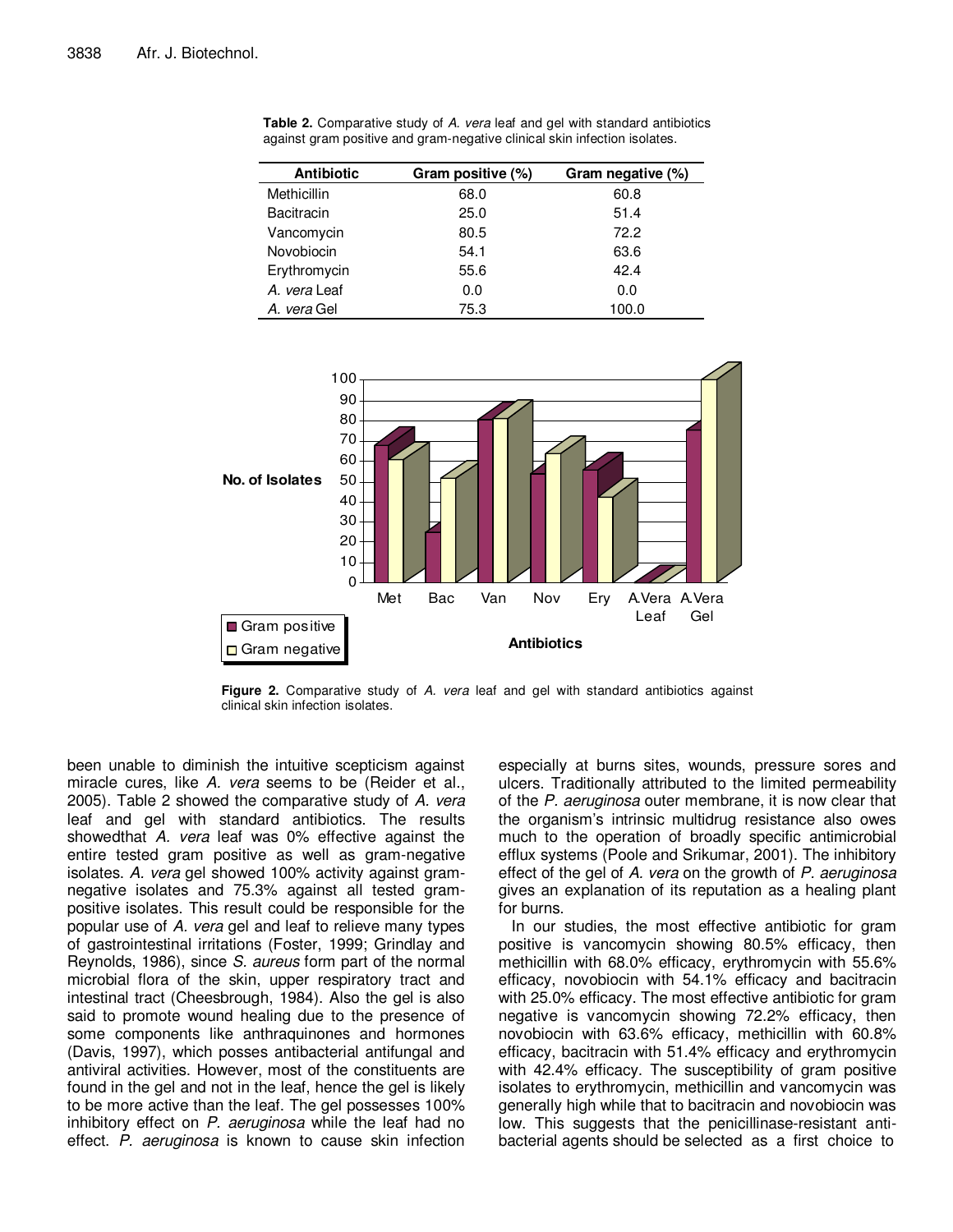**Table 2.** Comparative study of *A. vera* leaf and gel with standard antibiotics against gram positive and gram-negative clinical skin infection isolates.

| Antibiotic | Gram positive (%) | Gram negative (%) |
|---|---|---|
| Methicillin | 68.0 | 60.8 |
| Bacitracin | 25.0 | 51.4 |
| Vancomycin | 80.5 | 72.2 |
| Novobiocin | 54.1 | 63.6 |
| Erythromycin | 55.6 | 42.4 |
| *A. vera* Leaf | 0.0 | 0.0 |
| *A. vera* Gel | 75.3 | 100.0 |

**Figure 2.** Comparative study of *A. vera* leaf and gel with standard antibiotics against clinical skin infection isolates.

been unable to diminish the intuitive scepticism against miracle cures, like *A. vera* seems to be (Reider et al., 2005). Table 2 showed the comparative study of *A. vera* leaf and gel with standard antibiotics. The results showedthat *A. vera* leaf was 0% effective against the entire tested gram positive as well as gram-negative isolates. *A. vera* gel showed 100% activity against gram-negative isolates and 75.3% against all tested gram-positive isolates. This result could be responsible for the popular use of *A. vera* gel and leaf to relieve many types of gastrointestinal irritations (Foster, 1999; Grindlay and Reynolds, 1986), since *S. aureus* form part of the normal microbial flora of the skin, upper respiratory tract and intestinal tract (Cheesbrough, 1984). Also the gel is also said to promote wound healing due to the presence of some components like anthraquinones and hormones (Davis, 1997), which posses antibacterial antifungal and antiviral activities. However, most of the constituents are found in the gel and not in the leaf, hence the gel is likely to be more active than the leaf. The gel possesses 100% inhibitory effect on *P. aeruginosa* while the leaf had no effect. *P. aeruginosa* is known to cause skin infection especially at burns sites, wounds, pressure sores and ulcers. Traditionally attributed to the limited permeability of the *P. aeruginosa* outer membrane, it is now clear that the organism's intrinsic multidrug resistance also owes much to the operation of broadly specific antimicrobial efflux systems (Poole and Srikumar, 2001). The inhibitory effect of the gel of *A. vera* on the growth of *P. aeruginosa* gives an explanation of its reputation as a healing plant for burns.

In our studies, the most effective antibiotic for gram positive is vancomycin showing 80.5% efficacy, then methicillin with 68.0% efficacy, erythromycin with 55.6% efficacy, novobiocin with 54.1% efficacy and bacitracin with 25.0% efficacy. The most effective antibiotic for gram negative is vancomycin showing 72.2% efficacy, then novobiocin with 63.6% efficacy, methicillin with 60.8% efficacy, bacitracin with 51.4% efficacy and erythromycin with 42.4% efficacy. The susceptibility of gram positive isolates to erythromycin, methicillin and vancomycin was generally high while that to bacitracin and novobiocin was low. This suggests that the penicillinase-resistant anti-bacterial agents should be selected as a first choice to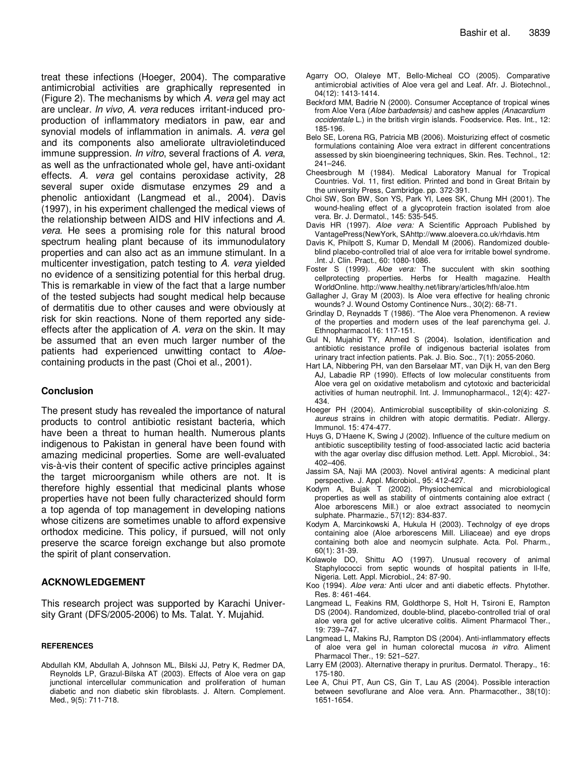treat these infections (Hoeger, 2004). The comparative antimicrobial activities are graphically represented in (Figure 2). The mechanisms by which *A. vera* gel may act are unclear. *In vivo*, *A. vera* reduces irritant-induced pro-production of inflammatory mediators in paw, ear and synovial models of inflammation in animals. *A. vera* gel and its components also ameliorate ultravioletinduced immune suppression. *In vitro*, several fractions of *A. vera*, as well as the unfractionated whole gel, have anti-oxidant effects. *A. vera* gel contains peroxidase activity, 28 several super oxide dismutase enzymes 29 and a phenolic antioxidant (Langmead et al., 2004). Davis (1997), in his experiment challenged the medical views of the relationship between AIDS and HIV infections and *A. vera*. He sees a promising role for this natural brood spectrum healing plant because of its immunodulatory properties and can also act as an immune stimulant. In a multicenter investigation, patch testing to *A. vera* yielded no evidence of a sensitizing potential for this herbal drug. This is remarkable in view of the fact that a large number of the tested subjects had sought medical help because of dermatitis due to other causes and were obviously at risk for skin reactions. None of them reported any side-effects after the application of *A. vera* on the skin. It may be assumed that an even much larger number of the patients had experienced unwitting contact to *Aloe*-containing products in the past (Choi et al., 2001).

## Conclusion

The present study has revealed the importance of natural products to control antibiotic resistant bacteria, which have been a threat to human health. Numerous plants indigenous to Pakistan in general have been found with amazing medicinal properties. Some are well-evaluated vis-à-vis their content of specific active principles against the target microorganism while others are not. It is therefore highly essential that medicinal plants whose properties have not been fully characterized should form a top agenda of top management in developing nations whose citizens are sometimes unable to afford expensive orthodox medicine. This policy, if pursued, will not only preserve the scarce foreign exchange but also promote the spirit of plant conservation.

## ACKNOWLEDGEMENT

This research project was supported by Karachi University Grant (DFS/2005-2006) to Ms. Talat. Y. Mujahid.

## REFERENCES

Abdullah KM, Abdullah A, Johnson ML, Bilski JJ, Petry K, Redmer DA, Reynolds LP, Grazul-Bilska AT (2003). Effects of Aloe vera on gap junctional intercellular communication and proliferation of human diabetic and non diabetic skin fibroblasts. J. Altern. Complement. Med., 9(5): 711-718.

Agarry OO, Olaleye MT, Bello-Micheal CO (2005). Comparative antimicrobial activities of Aloe vera gel and Leaf. Afr. J. Biotechnol., 04(12): 1413-1414.

Beckford MM, Badrie N (2000). Consumer Acceptance of tropical wines from Aloe Vera (*Aloe barbadensis)* and cashew apples *(Anacardium occidentale* L.) in the british virgin islands. Foodservice. Res. Int., 12: 185-196.

Belo SE, Lorena RG, Patricia MB (2006). Moisturizing effect of cosmetic formulations containing Aloe vera extract in different concentrations assessed by skin bioengineering techniques, Skin. Res. Technol., 12: 241–246.

Cheesbrough M (1984). Medical Laboratory Manual for Tropical Countries. Vol. 11, first edition. Printed and bond in Great Britain by the university Press, Cambridge. pp. 372-391.

Choi SW, Son BW, Son YS, Park YI, Lees SK, Chung MH (2001). The wound-healing effect of a glycoprotein fraction isolated from aloe vera. Br. J. Dermatol., 145: 535-545.

Davis HR (1997). *Aloe vera:* A Scientific Approach Published by VantagePress(NewYork, SAhttp://www.aloevera.co.uk/rhdavis.htm

Davis K, Philpott S, Kumar D, Mendall M (2006). Randomized double-blind placebo-controlled trial of aloe vera for irritable bowel syndrome. .Int. J. Clin. Pract., 60: 1080-1086.

Foster S (1999). *Aloe vera:* The succulent with skin soothing cellprotecting properties. Herbs for Health magazine. Health WorldOnline. http://www.healthy.net/library/articles/hfh/aloe.htm

Gallagher J, Gray M (2003). Is Aloe vera effective for healing chronic wounds? J. Wound Ostomy Continence Nurs., 30(2): 68-71.

Grindlay D, Reynadds T (1986). "The Aloe vera Phenomenon. A review of the properties and modern uses of the leaf parenchyma gel. J. Ethnopharmacol.16: 117-151.

Gul N, Mujahid TY, Ahmed S (2004). Isolation, identification and antibiotic resistance profile of indigenous bacterial isolates from urinary tract infection patients. Pak. J. Bio. Soc., 7(1): 2055-2060.

Hart LA, Nibbering PH, van den Barselaar MT, van Dijk H, van den Berg AJ, Labadie RP (1990). Effects of low molecular constituents from Aloe vera gel on oxidative metabolism and cytotoxic and bactericidal activities of human neutrophil. Int. J. Immunopharmacol., 12(4): 427-434.

Hoeger PH (2004). Antimicrobial susceptibility of skin-colonizing *S. aureus* strains in children with atopic dermatitis. Pediatr. Allergy. Immunol. 15: 474-477.

Huys G, D'Haene K, Swing J (2002). Influence of the culture medium on antibiotic susceptibility testing of food-associated lactic acid bacteria with the agar overlay disc diffusion method. Lett. Appl. Microbiol., 34: 402–406.

Jassim SA, Naji MA (2003). Novel antiviral agents: A medicinal plant perspective. J. Appl. Microbiol., 95: 412-427.

Kodym A, Bujak T (2002). Physiochemical and microbiological properties as well as stability of ointments containing aloe extract ( Aloe arborescens Mill.) or aloe extract associated to neomycin sulphate. Pharmazie., 57(12): 834-837.

Kodym A, Marcinkowski A, Hukula H (2003). Technolgy of eye drops containing aloe (Aloe arborescens Mill. Liliaceae) and eye drops containing both aloe and neomycin sulphate. Acta. Pol. Pharm., 60(1): 31-39.

Kolawole DO, Shittu AO (1997). Unusual recovery of animal Staphylococci from septic wounds of hospital patients in Il-Ife, Nigeria. Lett. Appl. Microbiol., 24: 87-90.

Koo (1994). *Aloe vera:* Anti ulcer and anti diabetic effects. Phytother. Res. 8: 461-464.

Langmead L, Feakins RM, Goldthorpe S, Holt H, Tsironi E, Rampton DS (2004). Randomized, double-blind, placebo-controlled trial of oral aloe vera gel for active ulcerative colitis. Aliment Pharmacol Ther., 19: 739–747.

Langmead L, Makins RJ, Rampton DS (2004). Anti-inflammatory effects of aloe vera gel in human colorectal mucosa *in vitro*. Aliment Pharmacol Ther., 19: 521–527.

Larry EM (2003). Alternative therapy in pruritus. Dermatol. Therapy., 16: 175-180.

Lee A, Chui PT, Aun CS, Gin T, Lau AS (2004). Possible interaction between sevoflurane and Aloe vera. Ann. Pharmacother., 38(10): 1651-1654.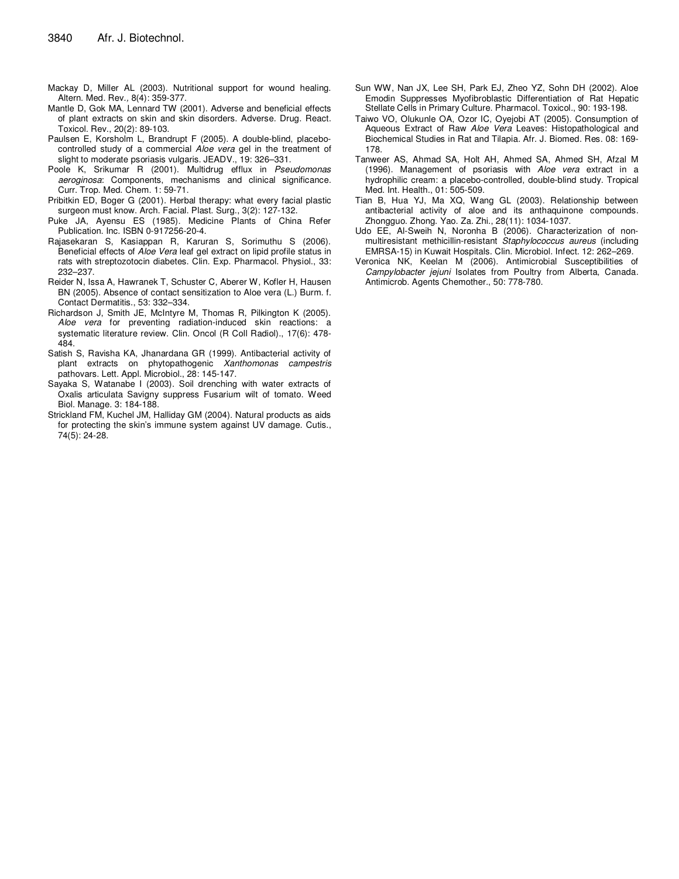Mackay D, Miller AL (2003). Nutritional support for wound healing. Altern. Med. Rev., 8(4): 359-377.

Mantle D, Gok MA, Lennard TW (2001). Adverse and beneficial effects of plant extracts on skin and skin disorders. Adverse. Drug. React. Toxicol. Rev., 20(2): 89-103.

Paulsen E, Korsholm L, Brandrupt F (2005). A double-blind, placebo-controlled study of a commercial *Aloe vera* gel in the treatment of slight to moderate psoriasis vulgaris. JEADV., 19: 326–331.

Poole K, Srikumar R (2001). Multidrug efflux in *Pseudomonas aeroginosa*: Components, mechanisms and clinical significance. Curr. Trop. Med. Chem. 1: 59-71.

Pribitkin ED, Boger G (2001). Herbal therapy: what every facial plastic surgeon must know. Arch. Facial. Plast. Surg., 3(2): 127-132.

Puke JA, Ayensu ES (1985). Medicine Plants of China Refer Publication. Inc. ISBN 0-917256-20-4.

Rajasekaran S, Kasiappan R, Karuran S, Sorimuthu S (2006). Beneficial effects of *Aloe Vera* leaf gel extract on lipid profile status in rats with streptozotocin diabetes. Clin. Exp. Pharmacol. Physiol., 33: 232–237.

Reider N, Issa A, Hawranek T, Schuster C, Aberer W, Kofler H, Hausen BN (2005). Absence of contact sensitization to Aloe vera (L.) Burm. f. Contact Dermatitis., 53: 332–334.

Richardson J, Smith JE, McIntyre M, Thomas R, Pilkington K (2005). *Aloe vera* for preventing radiation-induced skin reactions: a systematic literature review. Clin. Oncol (R Coll Radiol)., 17(6): 478-484.

Satish S, Ravisha KA, Jhanardana GR (1999). Antibacterial activity of plant extracts on phytopathogenic *Xanthomonas campestris* pathovars. Lett. Appl. Microbiol., 28: 145-147.

Sayaka S, Watanabe I (2003). Soil drenching with water extracts of Oxalis articulata Savigny suppress Fusarium wilt of tomato. Weed Biol. Manage. 3: 184-188.

Strickland FM, Kuchel JM, Halliday GM (2004). Natural products as aids for protecting the skin's immune system against UV damage. Cutis., 74(5): 24-28.

Sun WW, Nan JX, Lee SH, Park EJ, Zheo YZ, Sohn DH (2002). Aloe Emodin Suppresses Myofibroblastic Differentiation of Rat Hepatic Stellate Cells in Primary Culture. Pharmacol. Toxicol., 90: 193-198.

Taiwo VO, Olukunle OA, Ozor IC, Oyejobi AT (2005). Consumption of Aqueous Extract of Raw *Aloe Vera* Leaves: Histopathological and Biochemical Studies in Rat and Tilapia. Afr. J. Biomed. Res. 08: 169-178.

Tanweer AS, Ahmad SA, Holt AH, Ahmed SA, Ahmed SH, Afzal M (1996). Management of psoriasis with *Aloe vera* extract in a hydrophilic cream: a placebo-controlled, double-blind study. Tropical Med. Int. Health., 01: 505-509.

Tian B, Hua YJ, Ma XQ, Wang GL (2003). Relationship between antibacterial activity of aloe and its anthaquinone compounds. Zhongguo. Zhong. Yao. Za. Zhi., 28(11): 1034-1037.

Udo EE, Al-Sweih N, Noronha B (2006). Characterization of non-multiresistant methicillin-resistant *Staphylococcus aureus* (including EMRSA-15) in Kuwait Hospitals. Clin. Microbiol. Infect. 12: 262–269.

Veronica NK, Keelan M (2006). Antimicrobial Susceptibilities of *Campylobacter jejuni* Isolates from Poultry from Alberta, Canada. Antimicrob. Agents Chemother., 50: 778-780.